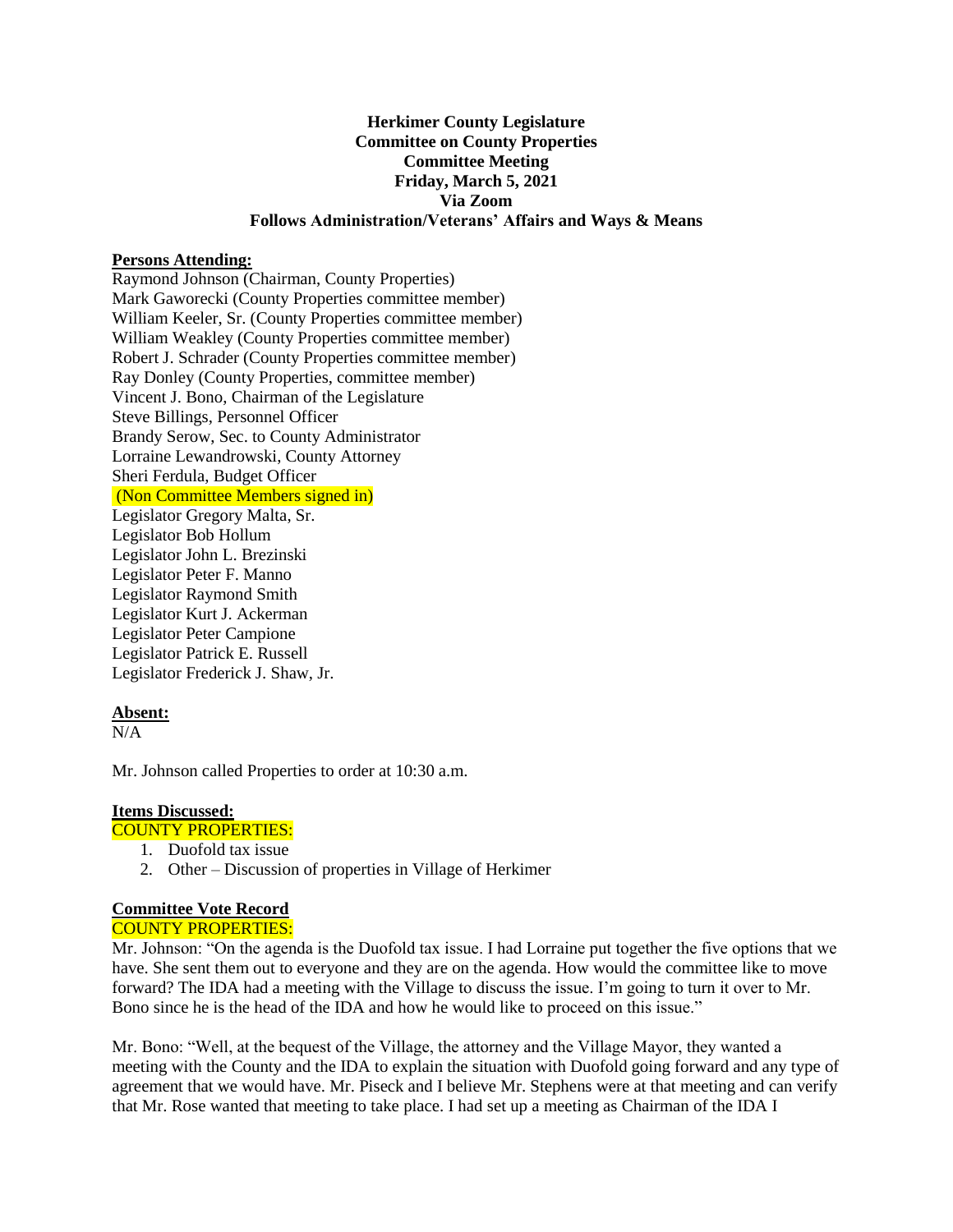**Herkimer County Legislature**
**Committee on County Properties**
**Committee Meeting**
**Friday, March 5, 2021**
**Via Zoom**
**Follows Administration/Veterans' Affairs and Ways & Means**

**Persons Attending:**

Raymond Johnson (Chairman, County Properties)
Mark Gaworecki (County Properties committee member)
William Keeler, Sr. (County Properties committee member)
William Weakley (County Properties committee member)
Robert J. Schrader (County Properties committee member)
Ray Donley (County Properties, committee member)
Vincent J. Bono, Chairman of the Legislature
Steve Billings, Personnel Officer
Brandy Serow, Sec. to County Administrator
Lorraine Lewandrowski, County Attorney
Sheri Ferdula, Budget Officer
(Non Committee Members signed in)
Legislator Gregory Malta, Sr.
Legislator Bob Hollum
Legislator John L. Brezinski
Legislator Peter F. Manno
Legislator Raymond Smith
Legislator Kurt J. Ackerman
Legislator Peter Campione
Legislator Patrick E. Russell
Legislator Frederick J. Shaw, Jr.

**Absent:**

N/A

Mr. Johnson called Properties to order at 10:30 a.m.

**Items Discussed:**

COUNTY PROPERTIES:

1. Duofold tax issue
2. Other – Discussion of properties in Village of Herkimer

**Committee Vote Record**

COUNTY PROPERTIES:

Mr. Johnson: "On the agenda is the Duofold tax issue. I had Lorraine put together the five options that we have. She sent them out to everyone and they are on the agenda. How would the committee like to move forward? The IDA had a meeting with the Village to discuss the issue. I'm going to turn it over to Mr. Bono since he is the head of the IDA and how he would like to proceed on this issue."

Mr. Bono: "Well, at the bequest of the Village, the attorney and the Village Mayor, they wanted a meeting with the County and the IDA to explain the situation with Duofold going forward and any type of agreement that we would have. Mr. Piseck and I believe Mr. Stephens were at that meeting and can verify that Mr. Rose wanted that meeting to take place. I had set up a meeting as Chairman of the IDA I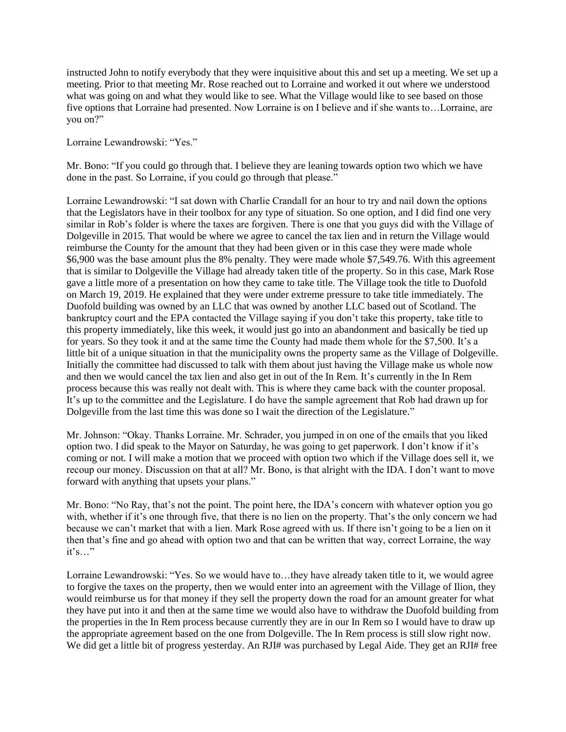instructed John to notify everybody that they were inquisitive about this and set up a meeting. We set up a meeting. Prior to that meeting Mr. Rose reached out to Lorraine and worked it out where we understood what was going on and what they would like to see. What the Village would like to see based on those five options that Lorraine had presented. Now Lorraine is on I believe and if she wants to…Lorraine, are you on?"

Lorraine Lewandrowski: "Yes."

Mr. Bono: "If you could go through that. I believe they are leaning towards option two which we have done in the past. So Lorraine, if you could go through that please."

Lorraine Lewandrowski: "I sat down with Charlie Crandall for an hour to try and nail down the options that the Legislators have in their toolbox for any type of situation. So one option, and I did find one very similar in Rob's folder is where the taxes are forgiven. There is one that you guys did with the Village of Dolgeville in 2015. That would be where we agree to cancel the tax lien and in return the Village would reimburse the County for the amount that they had been given or in this case they were made whole $6,900 was the base amount plus the 8% penalty. They were made whole $7,549.76. With this agreement that is similar to Dolgeville the Village had already taken title of the property. So in this case, Mark Rose gave a little more of a presentation on how they came to take title. The Village took the title to Duofold on March 19, 2019. He explained that they were under extreme pressure to take title immediately. The Duofold building was owned by an LLC that was owned by another LLC based out of Scotland. The bankruptcy court and the EPA contacted the Village saying if you don't take this property, take title to this property immediately, like this week, it would just go into an abandonment and basically be tied up for years. So they took it and at the same time the County had made them whole for the $7,500. It's a little bit of a unique situation in that the municipality owns the property same as the Village of Dolgeville. Initially the committee had discussed to talk with them about just having the Village make us whole now and then we would cancel the tax lien and also get in out of the In Rem. It's currently in the In Rem process because this was really not dealt with. This is where they came back with the counter proposal. It's up to the committee and the Legislature. I do have the sample agreement that Rob had drawn up for Dolgeville from the last time this was done so I wait the direction of the Legislature."

Mr. Johnson: "Okay. Thanks Lorraine. Mr. Schrader, you jumped in on one of the emails that you liked option two. I did speak to the Mayor on Saturday, he was going to get paperwork. I don't know if it's coming or not. I will make a motion that we proceed with option two which if the Village does sell it, we recoup our money. Discussion on that at all? Mr. Bono, is that alright with the IDA. I don't want to move forward with anything that upsets your plans."

Mr. Bono: "No Ray, that's not the point. The point here, the IDA's concern with whatever option you go with, whether if it's one through five, that there is no lien on the property. That's the only concern we had because we can't market that with a lien. Mark Rose agreed with us. If there isn't going to be a lien on it then that's fine and go ahead with option two and that can be written that way, correct Lorraine, the way it's…"

Lorraine Lewandrowski: "Yes. So we would have to…they have already taken title to it, we would agree to forgive the taxes on the property, then we would enter into an agreement with the Village of Ilion, they would reimburse us for that money if they sell the property down the road for an amount greater for what they have put into it and then at the same time we would also have to withdraw the Duofold building from the properties in the In Rem process because currently they are in our In Rem so I would have to draw up the appropriate agreement based on the one from Dolgeville. The In Rem process is still slow right now. We did get a little bit of progress yesterday. An RJI# was purchased by Legal Aide. They get an RJI# free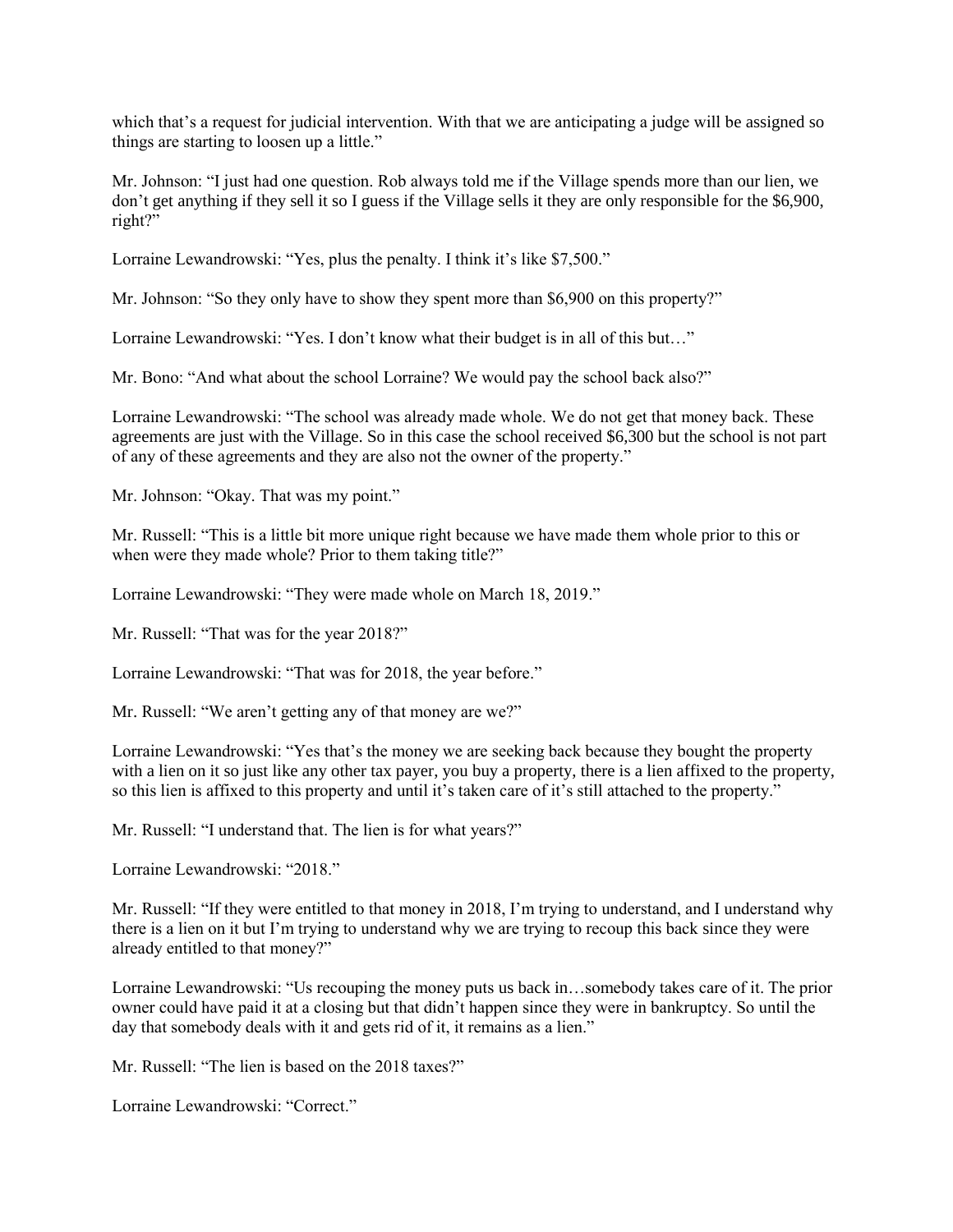which that's a request for judicial intervention. With that we are anticipating a judge will be assigned so things are starting to loosen up a little."

Mr. Johnson: "I just had one question. Rob always told me if the Village spends more than our lien, we don't get anything if they sell it so I guess if the Village sells it they are only responsible for the $6,900, right?"

Lorraine Lewandrowski: "Yes, plus the penalty. I think it's like $7,500."

Mr. Johnson: "So they only have to show they spent more than $6,900 on this property?"

Lorraine Lewandrowski: "Yes. I don't know what their budget is in all of this but…"

Mr. Bono: "And what about the school Lorraine? We would pay the school back also?"

Lorraine Lewandrowski: "The school was already made whole. We do not get that money back. These agreements are just with the Village. So in this case the school received $6,300 but the school is not part of any of these agreements and they are also not the owner of the property."

Mr. Johnson: "Okay. That was my point."

Mr. Russell: "This is a little bit more unique right because we have made them whole prior to this or when were they made whole? Prior to them taking title?"

Lorraine Lewandrowski: "They were made whole on March 18, 2019."

Mr. Russell: "That was for the year 2018?"

Lorraine Lewandrowski: "That was for 2018, the year before."

Mr. Russell: "We aren't getting any of that money are we?"

Lorraine Lewandrowski: "Yes that's the money we are seeking back because they bought the property with a lien on it so just like any other tax payer, you buy a property, there is a lien affixed to the property, so this lien is affixed to this property and until it's taken care of it's still attached to the property."

Mr. Russell: "I understand that. The lien is for what years?"

Lorraine Lewandrowski: "2018."

Mr. Russell: "If they were entitled to that money in 2018, I'm trying to understand, and I understand why there is a lien on it but I'm trying to understand why we are trying to recoup this back since they were already entitled to that money?"

Lorraine Lewandrowski: "Us recouping the money puts us back in…somebody takes care of it. The prior owner could have paid it at a closing but that didn't happen since they were in bankruptcy. So until the day that somebody deals with it and gets rid of it, it remains as a lien."

Mr. Russell: "The lien is based on the 2018 taxes?"

Lorraine Lewandrowski: "Correct."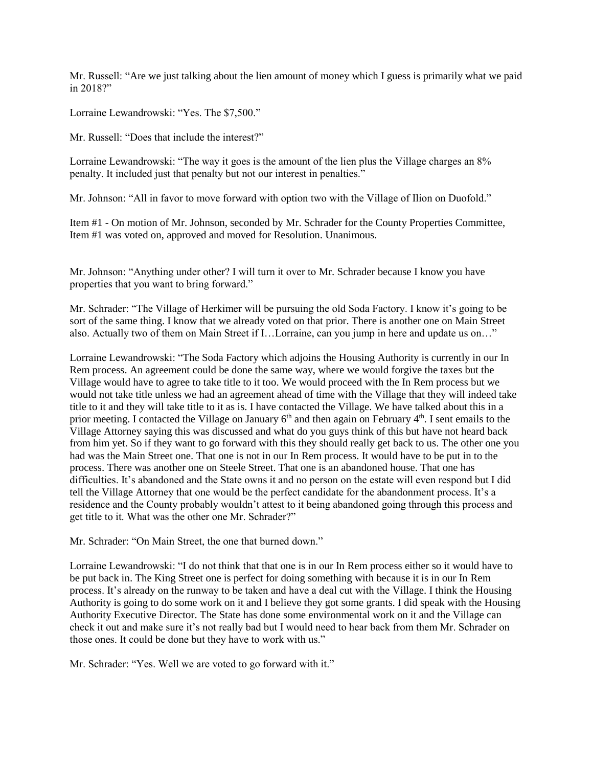Mr. Russell: "Are we just talking about the lien amount of money which I guess is primarily what we paid in 2018?"

Lorraine Lewandrowski: "Yes. The $7,500."

Mr. Russell: "Does that include the interest?"

Lorraine Lewandrowski: "The way it goes is the amount of the lien plus the Village charges an 8% penalty. It included just that penalty but not our interest in penalties."

Mr. Johnson: "All in favor to move forward with option two with the Village of Ilion on Duofold."

Item #1 - On motion of Mr. Johnson, seconded by Mr. Schrader for the County Properties Committee, Item #1 was voted on, approved and moved for Resolution. Unanimous.

Mr. Johnson: "Anything under other? I will turn it over to Mr. Schrader because I know you have properties that you want to bring forward."

Mr. Schrader: "The Village of Herkimer will be pursuing the old Soda Factory. I know it's going to be sort of the same thing. I know that we already voted on that prior. There is another one on Main Street also. Actually two of them on Main Street if I…Lorraine, can you jump in here and update us on…"

Lorraine Lewandrowski: "The Soda Factory which adjoins the Housing Authority is currently in our In Rem process. An agreement could be done the same way, where we would forgive the taxes but the Village would have to agree to take title to it too. We would proceed with the In Rem process but we would not take title unless we had an agreement ahead of time with the Village that they will indeed take title to it and they will take title to it as is. I have contacted the Village. We have talked about this in a prior meeting. I contacted the Village on January 6th and then again on February 4th. I sent emails to the Village Attorney saying this was discussed and what do you guys think of this but have not heard back from him yet. So if they want to go forward with this they should really get back to us. The other one you had was the Main Street one. That one is not in our In Rem process. It would have to be put in to the process. There was another one on Steele Street. That one is an abandoned house. That one has difficulties. It's abandoned and the State owns it and no person on the estate will even respond but I did tell the Village Attorney that one would be the perfect candidate for the abandonment process. It's a residence and the County probably wouldn't attest to it being abandoned going through this process and get title to it. What was the other one Mr. Schrader?"

Mr. Schrader: "On Main Street, the one that burned down."

Lorraine Lewandrowski: "I do not think that that one is in our In Rem process either so it would have to be put back in. The King Street one is perfect for doing something with because it is in our In Rem process. It's already on the runway to be taken and have a deal cut with the Village. I think the Housing Authority is going to do some work on it and I believe they got some grants. I did speak with the Housing Authority Executive Director. The State has done some environmental work on it and the Village can check it out and make sure it's not really bad but I would need to hear back from them Mr. Schrader on those ones. It could be done but they have to work with us."

Mr. Schrader: "Yes. Well we are voted to go forward with it."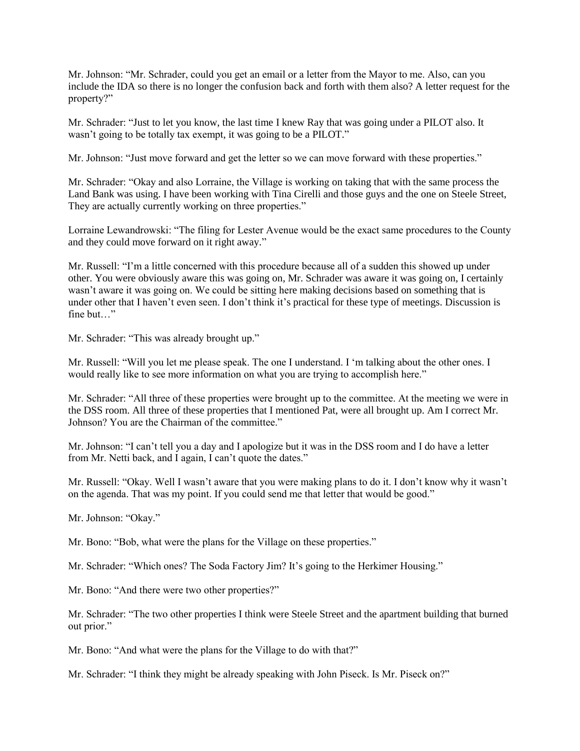Mr. Johnson: "Mr. Schrader, could you get an email or a letter from the Mayor to me. Also, can you include the IDA so there is no longer the confusion back and forth with them also? A letter request for the property?"

Mr. Schrader: "Just to let you know, the last time I knew Ray that was going under a PILOT also. It wasn't going to be totally tax exempt, it was going to be a PILOT."

Mr. Johnson: "Just move forward and get the letter so we can move forward with these properties."

Mr. Schrader: "Okay and also Lorraine, the Village is working on taking that with the same process the Land Bank was using. I have been working with Tina Cirelli and those guys and the one on Steele Street, They are actually currently working on three properties."

Lorraine Lewandrowski: "The filing for Lester Avenue would be the exact same procedures to the County and they could move forward on it right away."

Mr. Russell: "I'm a little concerned with this procedure because all of a sudden this showed up under other. You were obviously aware this was going on, Mr. Schrader was aware it was going on, I certainly wasn't aware it was going on. We could be sitting here making decisions based on something that is under other that I haven't even seen. I don't think it's practical for these type of meetings. Discussion is fine but…"

Mr. Schrader: "This was already brought up."

Mr. Russell: "Will you let me please speak. The one I understand. I 'm talking about the other ones. I would really like to see more information on what you are trying to accomplish here."

Mr. Schrader: "All three of these properties were brought up to the committee. At the meeting we were in the DSS room. All three of these properties that I mentioned Pat, were all brought up. Am I correct Mr. Johnson? You are the Chairman of the committee."

Mr. Johnson: "I can't tell you a day and I apologize but it was in the DSS room and I do have a letter from Mr. Netti back, and I again, I can't quote the dates."

Mr. Russell: "Okay. Well I wasn't aware that you were making plans to do it. I don't know why it wasn't on the agenda. That was my point. If you could send me that letter that would be good."

Mr. Johnson: "Okay."

Mr. Bono: "Bob, what were the plans for the Village on these properties."

Mr. Schrader: "Which ones? The Soda Factory Jim? It's going to the Herkimer Housing."

Mr. Bono: "And there were two other properties?"

Mr. Schrader: "The two other properties I think were Steele Street and the apartment building that burned out prior."

Mr. Bono: "And what were the plans for the Village to do with that?"

Mr. Schrader: "I think they might be already speaking with John Piseck. Is Mr. Piseck on?"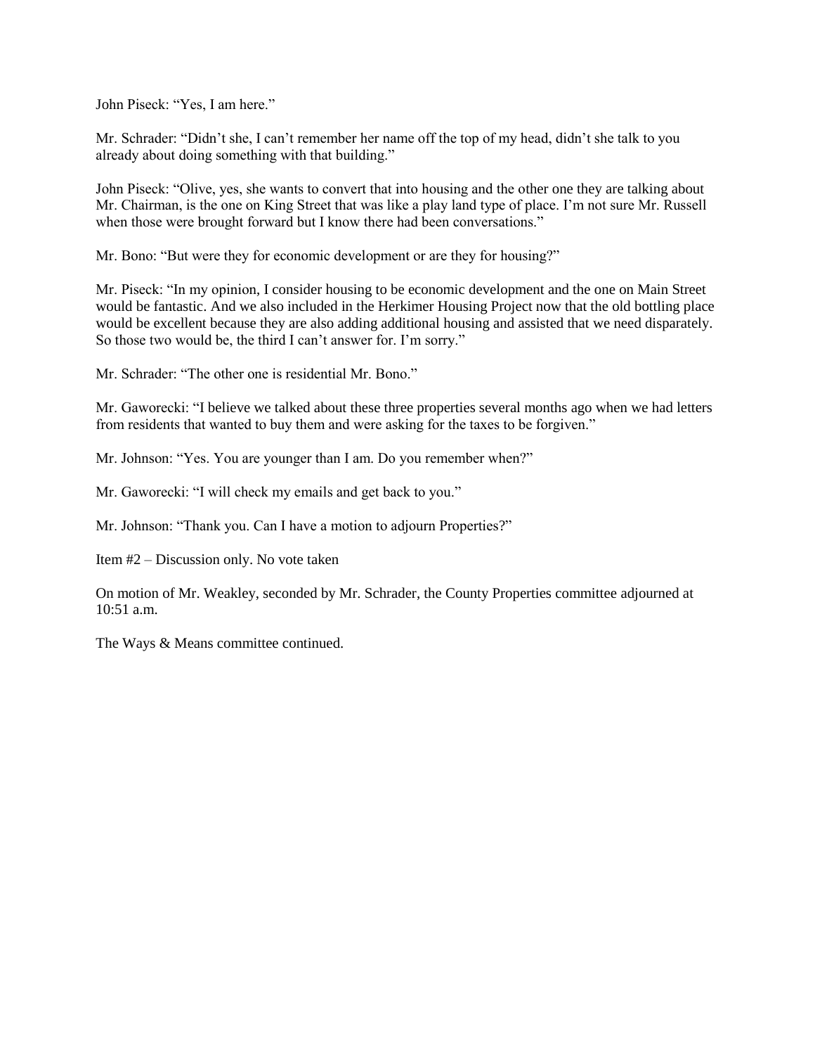John Piseck: “Yes, I am here.”

Mr. Schrader: “Didn’t she, I can’t remember her name off the top of my head, didn’t she talk to you already about doing something with that building.”

John Piseck: “Olive, yes, she wants to convert that into housing and the other one they are talking about Mr. Chairman, is the one on King Street that was like a play land type of place. I’m not sure Mr. Russell when those were brought forward but I know there had been conversations.”

Mr. Bono: “But were they for economic development or are they for housing?”

Mr. Piseck: “In my opinion, I consider housing to be economic development and the one on Main Street would be fantastic. And we also included in the Herkimer Housing Project now that the old bottling place would be excellent because they are also adding additional housing and assisted that we need disparately. So those two would be, the third I can’t answer for. I’m sorry.”

Mr. Schrader: “The other one is residential Mr. Bono.”

Mr. Gaworecki: “I believe we talked about these three properties several months ago when we had letters from residents that wanted to buy them and were asking for the taxes to be forgiven.”

Mr. Johnson: “Yes. You are younger than I am. Do you remember when?”

Mr. Gaworecki: “I will check my emails and get back to you.”

Mr. Johnson: “Thank you. Can I have a motion to adjourn Properties?”

Item #2 – Discussion only. No vote taken

On motion of Mr. Weakley, seconded by Mr. Schrader, the County Properties committee adjourned at 10:51 a.m.

The Ways & Means committee continued.